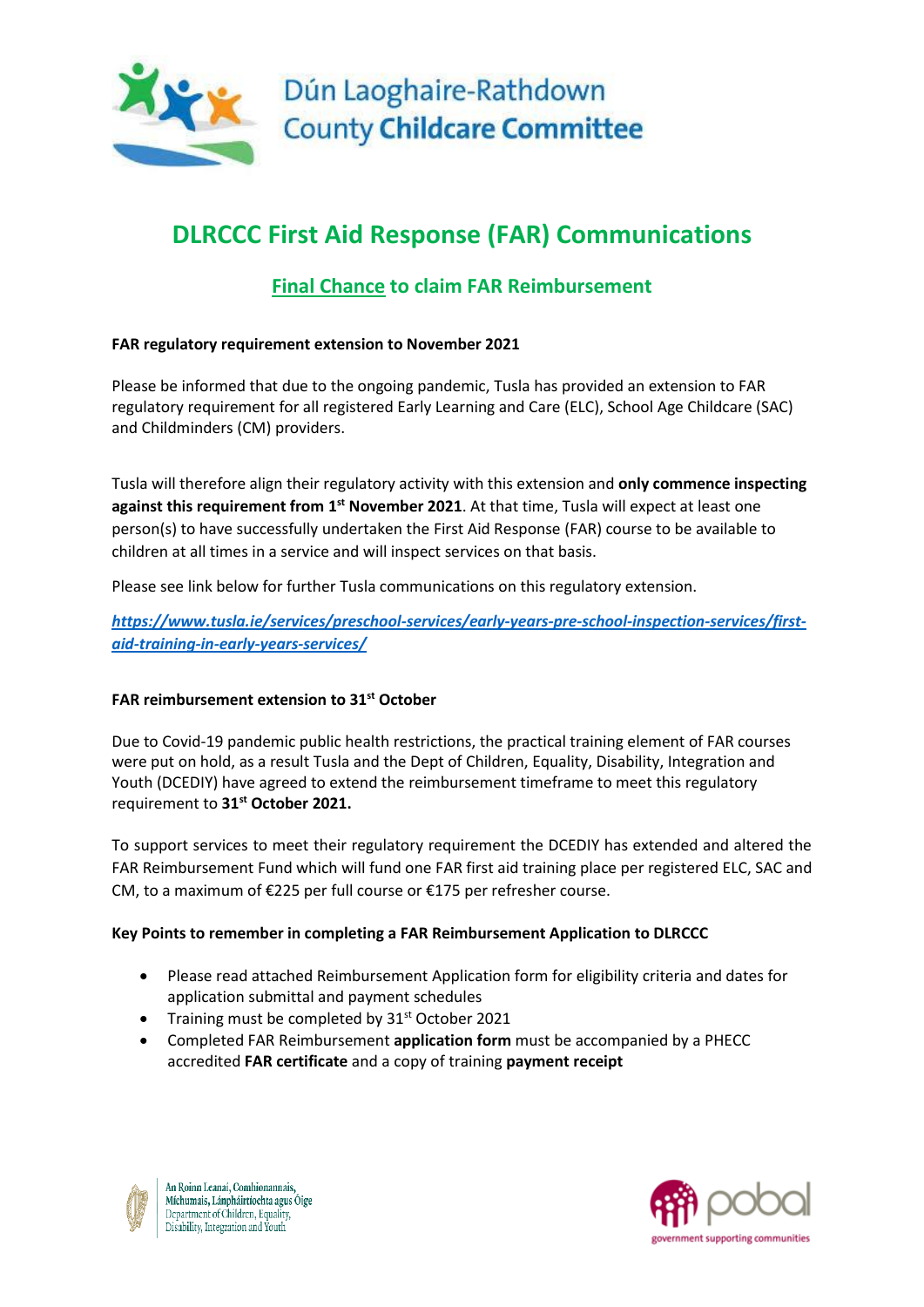Dún Laoghaire-Rathdown County **Childcare Committee**

# DLRCCC First Aid Response (FAR) Communications

## <u>Final Chance</u> to claim FAR Reimbursement

**FAR regulatory requirement extension to November 2021**

Please be informed that due to the ongoing pandemic, Tusla has provided an extension to FAR regulatory requirement for all registered Early Learning and Care (ELC), School Age Childcare (SAC) and Childminders (CM) providers.

Tusla will therefore align their regulatory activity with this extension and **only commence inspecting against this requirement from 1st November 2021**. At that time, Tusla will expect at least one person(s) to have successfully undertaken the First Aid Response (FAR) course to be available to children at all times in a service and will inspect services on that basis.

Please see link below for further Tusla communications on this regulatory extension.

***https://www.tusla.ie/services/preschool-services/early-years-pre-school-inspection-services/first-aid-training-in-early-years-services/***

**FAR reimbursement extension to 31st October**

Due to Covid-19 pandemic public health restrictions, the practical training element of FAR courses were put on hold, as a result Tusla and the Dept of Children, Equality, Disability, Integration and Youth (DCEDIY) have agreed to extend the reimbursement timeframe to meet this regulatory requirement to **31st October 2021.**

To support services to meet their regulatory requirement the DCEDIY has extended and altered the FAR Reimbursement Fund which will fund one FAR first aid training place per registered ELC, SAC and CM, to a maximum of €225 per full course or €175 per refresher course.

**Key Points to remember in completing a FAR Reimbursement Application to DLRCCC**

- Please read attached Reimbursement Application form for eligibility criteria and dates for application submittal and payment schedules
- Training must be completed by 31st October 2021
- Completed FAR Reimbursement **application form** must be accompanied by a PHECC accredited **FAR certificate** and a copy of training **payment receipt**

An Roinn Leanaí, Comhionannais, Míchumais, Lánpháirtíochta agus Óige
Department of Children, Equality, Disability, Integration and Youth

pobal
government supporting communities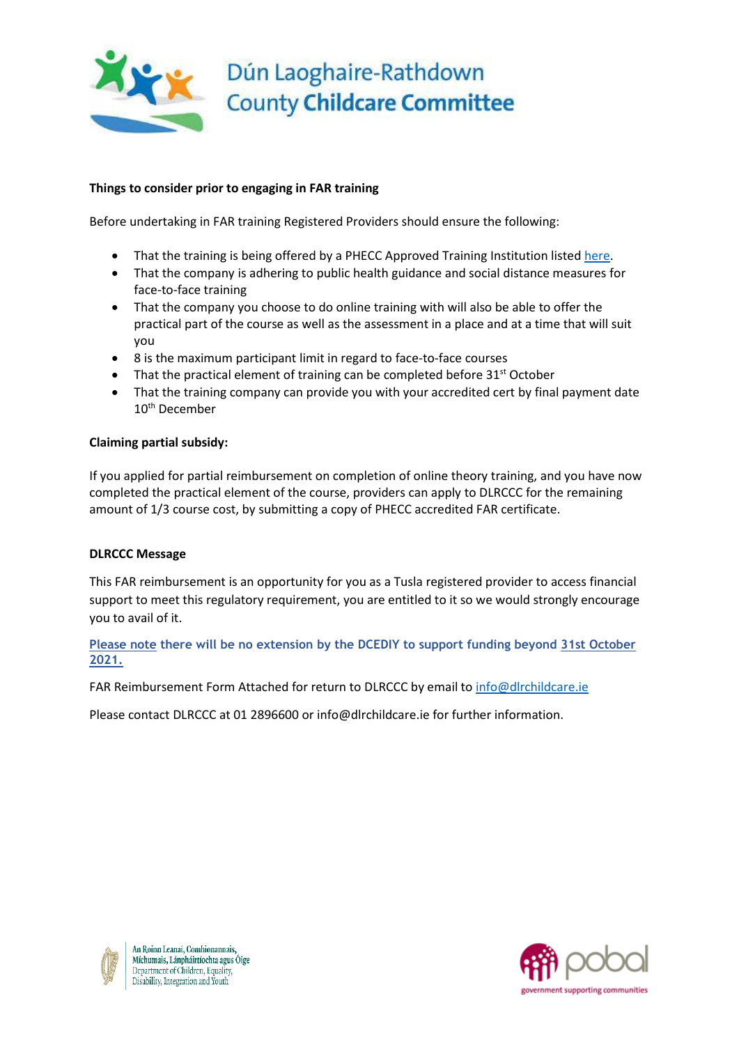**Things to consider prior to engaging in FAR training**

Before undertaking in FAR training Registered Providers should ensure the following:

- That the training is being offered by a PHECC Approved Training Institution listed here.
- That the company is adhering to public health guidance and social distance measures for face-to-face training
- That the company you choose to do online training with will also be able to offer the practical part of the course as well as the assessment in a place and at a time that will suit you
- 8 is the maximum participant limit in regard to face-to-face courses
- That the practical element of training can be completed before 31st October
- That the training company can provide you with your accredited cert by final payment date 10th December

**Claiming partial subsidy:**

If you applied for partial reimbursement on completion of online theory training, and you have now completed the practical element of the course, providers can apply to DLRCCC for the remaining amount of 1/3 course cost, by submitting a copy of PHECC accredited FAR certificate.

**DLRCCC Message**

This FAR reimbursement is an opportunity for you as a Tusla registered provider to access financial support to meet this regulatory requirement, you are entitled to it so we would strongly encourage you to avail of it.

**Please note there will be no extension by the DCEDIY to support funding beyond 31st October 2021.**

FAR Reimbursement Form Attached for return to DLRCCC by email to info@dlrchildcare.ie

Please contact DLRCCC at 01 2896600 or info@dlrchildcare.ie for further information.